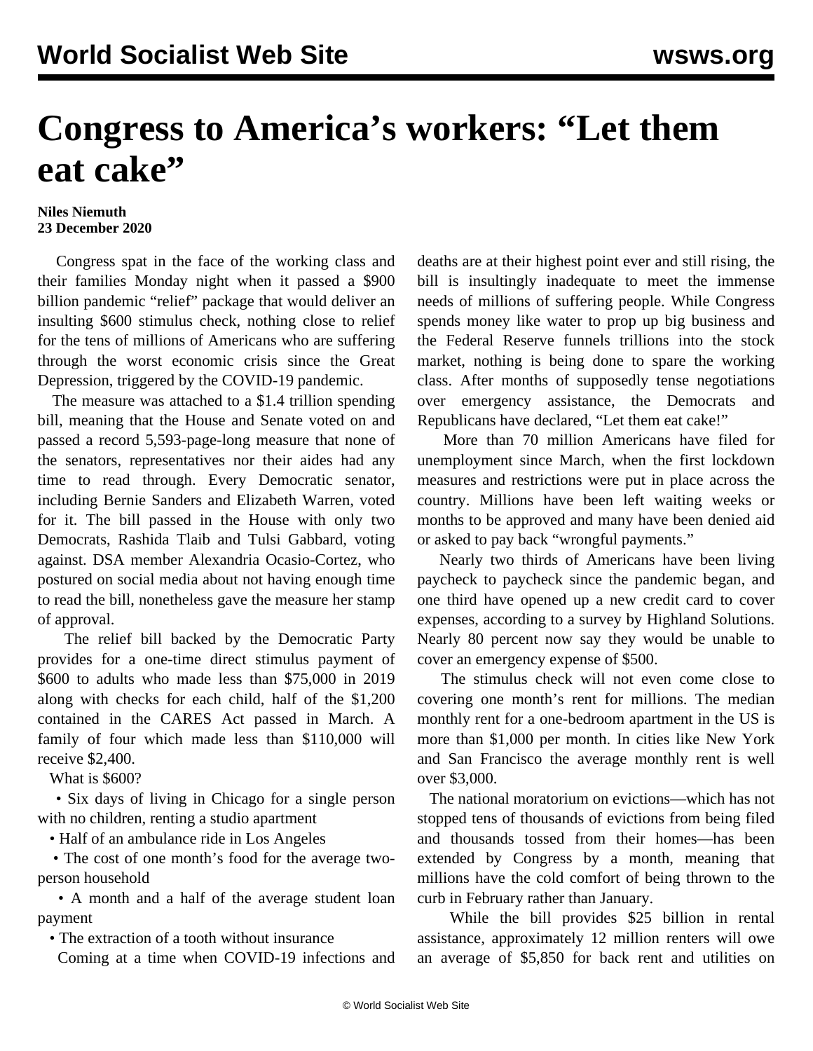# Congress to America's workers: "Let them eat cake"

**Niles Niemuth**
**23 December 2020**

Congress spat in the face of the working class and their families Monday night when it passed a $900 billion pandemic "relief" package that would deliver an insulting $600 stimulus check, nothing close to relief for the tens of millions of Americans who are suffering through the worst economic crisis since the Great Depression, triggered by the COVID-19 pandemic.

The measure was attached to a $1.4 trillion spending bill, meaning that the House and Senate voted on and passed a record 5,593-page-long measure that none of the senators, representatives nor their aides had any time to read through. Every Democratic senator, including Bernie Sanders and Elizabeth Warren, voted for it. The bill passed in the House with only two Democrats, Rashida Tlaib and Tulsi Gabbard, voting against. DSA member Alexandria Ocasio-Cortez, who postured on social media about not having enough time to read the bill, nonetheless gave the measure her stamp of approval.

The relief bill backed by the Democratic Party provides for a one-time direct stimulus payment of $600 to adults who made less than $75,000 in 2019 along with checks for each child, half of the $1,200 contained in the CARES Act passed in March. A family of four which made less than $110,000 will receive $2,400.

What is $600?

- Six days of living in Chicago for a single person with no children, renting a studio apartment
- Half of an ambulance ride in Los Angeles
- The cost of one month's food for the average two-person household
- A month and a half of the average student loan payment
- The extraction of a tooth without insurance

Coming at a time when COVID-19 infections and deaths are at their highest point ever and still rising, the bill is insultingly inadequate to meet the immense needs of millions of suffering people. While Congress spends money like water to prop up big business and the Federal Reserve funnels trillions into the stock market, nothing is being done to spare the working class. After months of supposedly tense negotiations over emergency assistance, the Democrats and Republicans have declared, "Let them eat cake!"

More than 70 million Americans have filed for unemployment since March, when the first lockdown measures and restrictions were put in place across the country. Millions have been left waiting weeks or months to be approved and many have been denied aid or asked to pay back "wrongful payments."

Nearly two thirds of Americans have been living paycheck to paycheck since the pandemic began, and one third have opened up a new credit card to cover expenses, according to a survey by Highland Solutions. Nearly 80 percent now say they would be unable to cover an emergency expense of $500.

The stimulus check will not even come close to covering one month's rent for millions. The median monthly rent for a one-bedroom apartment in the US is more than $1,000 per month. In cities like New York and San Francisco the average monthly rent is well over $3,000.

The national moratorium on evictions—which has not stopped tens of thousands of evictions from being filed and thousands tossed from their homes—has been extended by Congress by a month, meaning that millions have the cold comfort of being thrown to the curb in February rather than January.

While the bill provides $25 billion in rental assistance, approximately 12 million renters will owe an average of $5,850 for back rent and utilities on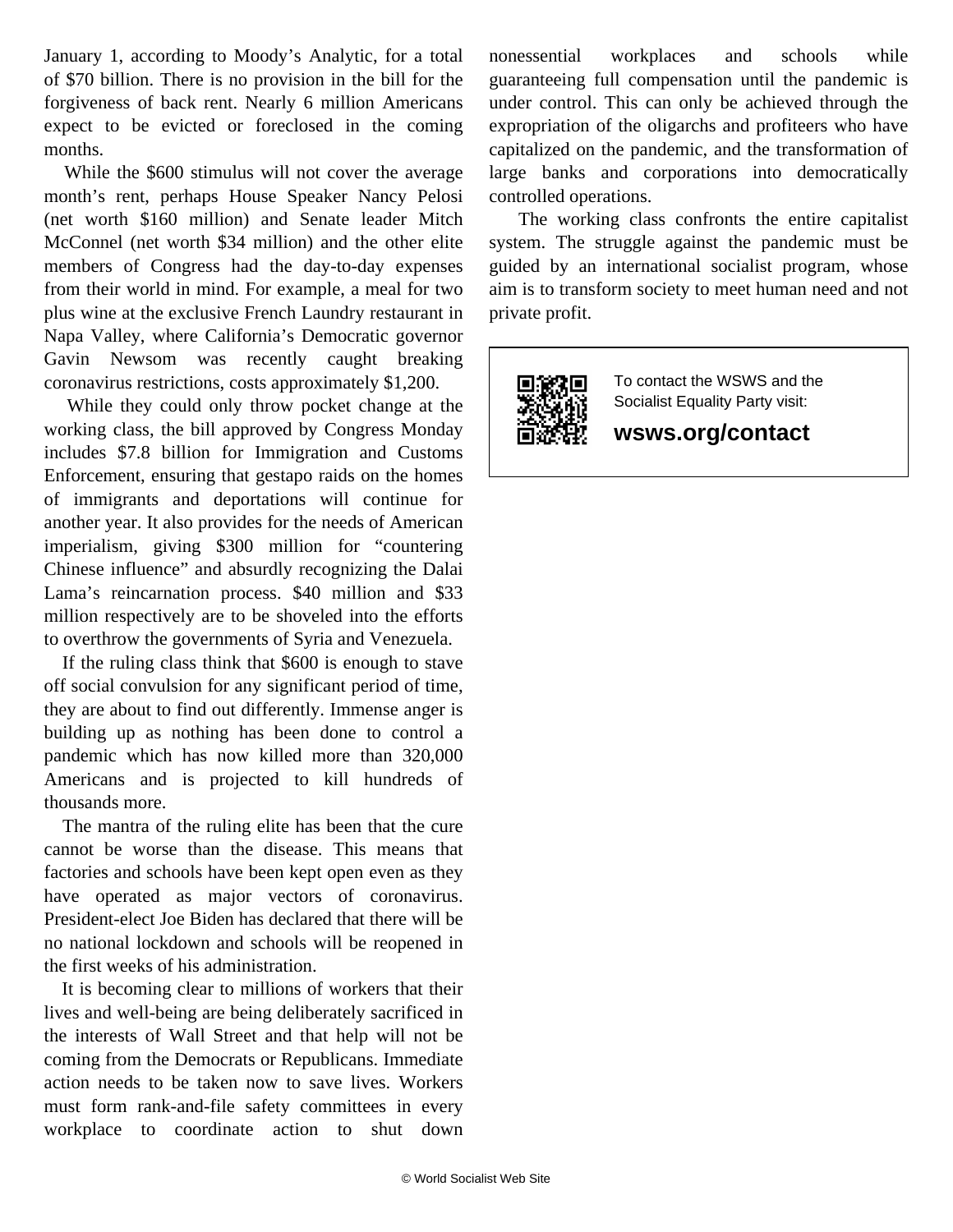January 1, according to Moody's Analytic, for a total of $70 billion. There is no provision in the bill for the forgiveness of back rent. Nearly 6 million Americans expect to be evicted or foreclosed in the coming months.

While the $600 stimulus will not cover the average month's rent, perhaps House Speaker Nancy Pelosi (net worth $160 million) and Senate leader Mitch McConnel (net worth $34 million) and the other elite members of Congress had the day-to-day expenses from their world in mind. For example, a meal for two plus wine at the exclusive French Laundry restaurant in Napa Valley, where California's Democratic governor Gavin Newsom was recently caught breaking coronavirus restrictions, costs approximately $1,200.

While they could only throw pocket change at the working class, the bill approved by Congress Monday includes $7.8 billion for Immigration and Customs Enforcement, ensuring that gestapo raids on the homes of immigrants and deportations will continue for another year. It also provides for the needs of American imperialism, giving $300 million for "countering Chinese influence" and absurdly recognizing the Dalai Lama's reincarnation process. $40 million and $33 million respectively are to be shoveled into the efforts to overthrow the governments of Syria and Venezuela.

If the ruling class think that $600 is enough to stave off social convulsion for any significant period of time, they are about to find out differently. Immense anger is building up as nothing has been done to control a pandemic which has now killed more than 320,000 Americans and is projected to kill hundreds of thousands more.

The mantra of the ruling elite has been that the cure cannot be worse than the disease. This means that factories and schools have been kept open even as they have operated as major vectors of coronavirus. President-elect Joe Biden has declared that there will be no national lockdown and schools will be reopened in the first weeks of his administration.

It is becoming clear to millions of workers that their lives and well-being are being deliberately sacrificed in the interests of Wall Street and that help will not be coming from the Democrats or Republicans. Immediate action needs to be taken now to save lives. Workers must form rank-and-file safety committees in every workplace to coordinate action to shut down nonessential workplaces and schools while guaranteeing full compensation until the pandemic is under control. This can only be achieved through the expropriation of the oligarchs and profiteers who have capitalized on the pandemic, and the transformation of large banks and corporations into democratically controlled operations.

The working class confronts the entire capitalist system. The struggle against the pandemic must be guided by an international socialist program, whose aim is to transform society to meet human need and not private profit.

To contact the WSWS and the Socialist Equality Party visit:

**wsws.org/contact**